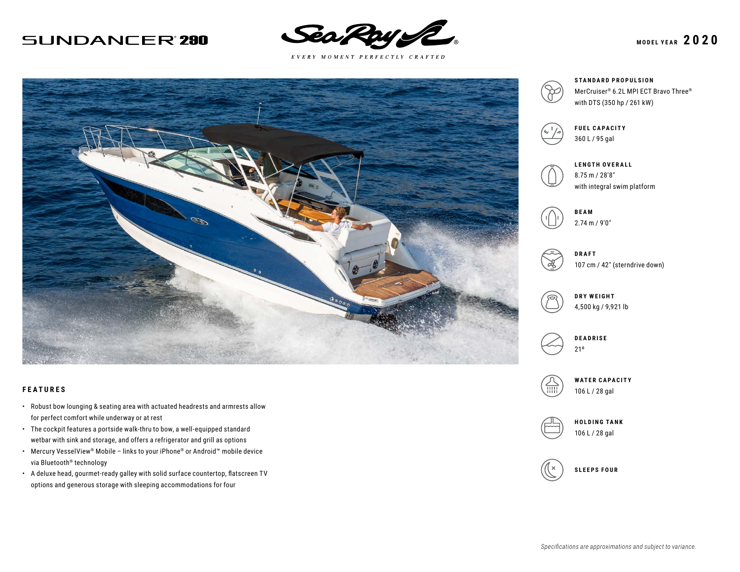# SUNDANCER® 290

Sea Ray®

*EVERY MOMENT PERFECTLY CRAFTED*

MODEL YEAR **2020**

**STANDARD PROPULSION**
MerCruiser® 6.2L MPI ECT Bravo Three® with DTS (350 hp / 261 kW)

**FUEL CAPACITY**
360 L / 95 gal

**LENGTH OVERALL**
8.75 m / 28'8"
with integral swim platform

**BEAM**
2.74 m / 9'0"

**DRAFT**
107 cm / 42" (sterndrive down)

**DRY WEIGHT**
4,500 kg / 9,921 lb

**DEADRISE**
21º

**WATER CAPACITY**
106 L / 28 gal

**HOLDING TANK**
106 L / 28 gal

**SLEEPS FOUR**

## FEATURES

- Robust bow lounging & seating area with actuated headrests and armrests allow for perfect comfort while underway or at rest
- The cockpit features a portside walk-thru to bow, a well-equipped standard wetbar with sink and storage, and offers a refrigerator and grill as options
- Mercury VesselView® Mobile – links to your iPhone® or Android™ mobile device via Bluetooth® technology
- A deluxe head, gourmet-ready galley with solid surface countertop, flatscreen TV options and generous storage with sleeping accommodations for four

*Specifications are approximations and subject to variance.*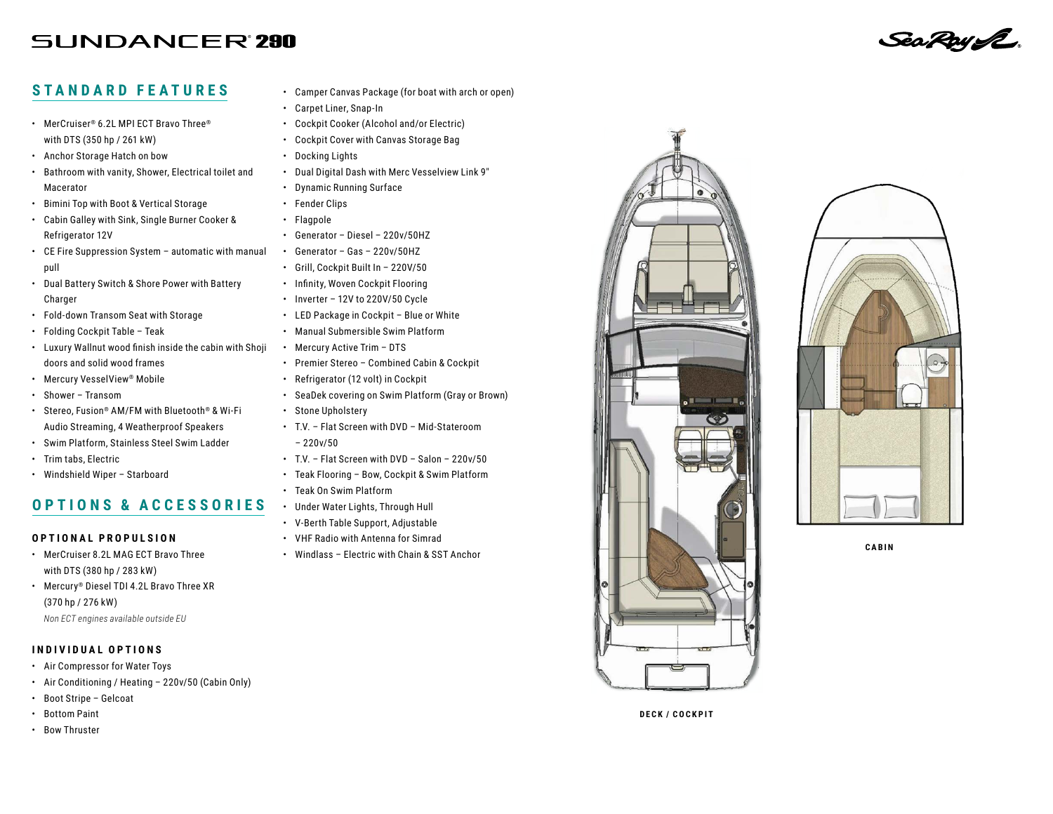# SUNDANCER® 290

## STANDARD FEATURES

- MerCruiser® 6.2L MPI ECT Bravo Three® with DTS (350 hp / 261 kW)
- Anchor Storage Hatch on bow
- Bathroom with vanity, Shower, Electrical toilet and Macerator
- Bimini Top with Boot & Vertical Storage
- Cabin Galley with Sink, Single Burner Cooker & Refrigerator 12V
- CE Fire Suppression System – automatic with manual pull
- Dual Battery Switch & Shore Power with Battery Charger
- Fold-down Transom Seat with Storage
- Folding Cockpit Table – Teak
- Luxury Wallnut wood finish inside the cabin with Shoji doors and solid wood frames
- Mercury VesselView® Mobile
- Shower – Transom
- Stereo, Fusion® AM/FM with Bluetooth® & Wi-Fi Audio Streaming, 4 Weatherproof Speakers
- Swim Platform, Stainless Steel Swim Ladder
- Trim tabs, Electric
- Windshield Wiper – Starboard

## OPTIONS & ACCESSORIES

### OPTIONAL PROPULSION

- MerCruiser 8.2L MAG ECT Bravo Three with DTS (380 hp / 283 kW)
- Mercury® Diesel TDI 4.2L Bravo Three XR (370 hp / 276 kW)

*Non ECT engines available outside EU*

### INDIVIDUAL OPTIONS

- Air Compressor for Water Toys
- Air Conditioning / Heating – 220v/50 (Cabin Only)
- Boot Stripe – Gelcoat
- Bottom Paint
- Bow Thruster
- Camper Canvas Package (for boat with arch or open)
- Carpet Liner, Snap-In
- Cockpit Cooker (Alcohol and/or Electric)
- Cockpit Cover with Canvas Storage Bag
- Docking Lights
- Dual Digital Dash with Merc Vesselview Link 9"
- Dynamic Running Surface
- Fender Clips
- Flagpole
- Generator – Diesel – 220v/50HZ
- Generator – Gas – 220v/50HZ
- Grill, Cockpit Built In – 220V/50
- Infinity, Woven Cockpit Flooring
- Inverter – 12V to 220V/50 Cycle
- LED Package in Cockpit – Blue or White
- Manual Submersible Swim Platform
- Mercury Active Trim – DTS
- Premier Stereo – Combined Cabin & Cockpit
- Refrigerator (12 volt) in Cockpit
- SeaDek covering on Swim Platform (Gray or Brown)
- Stone Upholstery
- T.V. – Flat Screen with DVD – Mid-Stateroom – 220v/50
- T.V. – Flat Screen with DVD – Salon – 220v/50
- Teak Flooring – Bow, Cockpit & Swim Platform
- Teak On Swim Platform
- Under Water Lights, Through Hull
- V-Berth Table Support, Adjustable
- VHF Radio with Antenna for Simrad
- Windlass – Electric with Chain & SST Anchor

DECK / COCKPIT

CABIN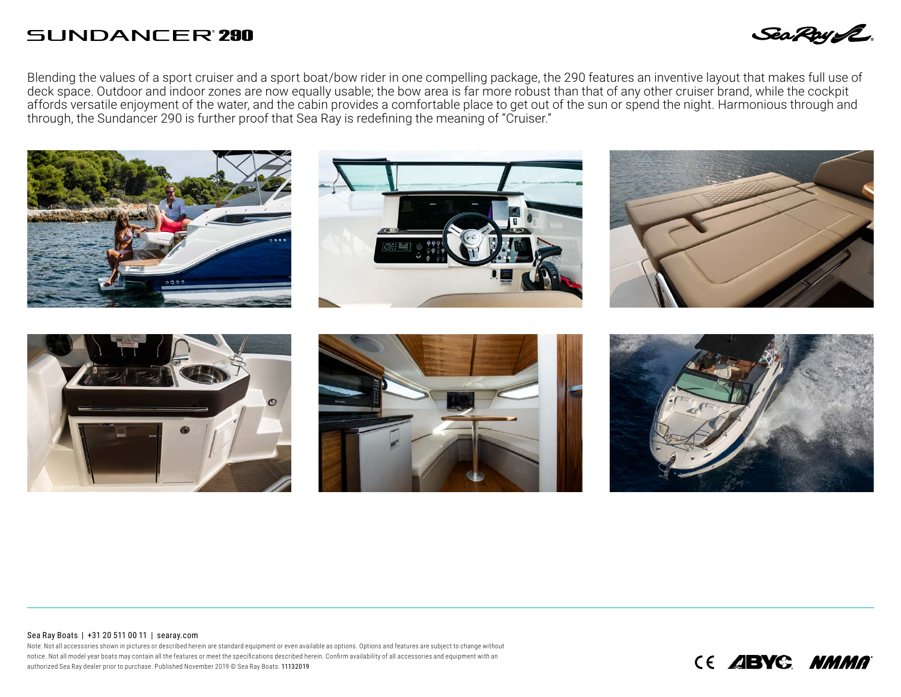# SUNDANCER® 290

Blending the values of a sport cruiser and a sport boat/bow rider in one compelling package, the 290 features an inventive layout that makes full use of deck space. Outdoor and indoor zones are now equally usable; the bow area is far more robust than that of any other cruiser brand, while the cockpit affords versatile enjoyment of the water, and the cabin provides a comfortable place to get out of the sun or spend the night. Harmonious through and through, the Sundancer 290 is further proof that Sea Ray is redefining the meaning of "Cruiser."

Sea Ray Boats | +31 20 511 00 11 | searay.com

Note: Not all accessories shown in pictures or described herein are standard equipment or even available as options. Options and features are subject to change without notice. Not all model year boats may contain all the features or meet the specifications described herein. Confirm availability of all accessories and equipment with an authorized Sea Ray dealer prior to purchase. Published November 2019 © Sea Ray Boats. 11132019